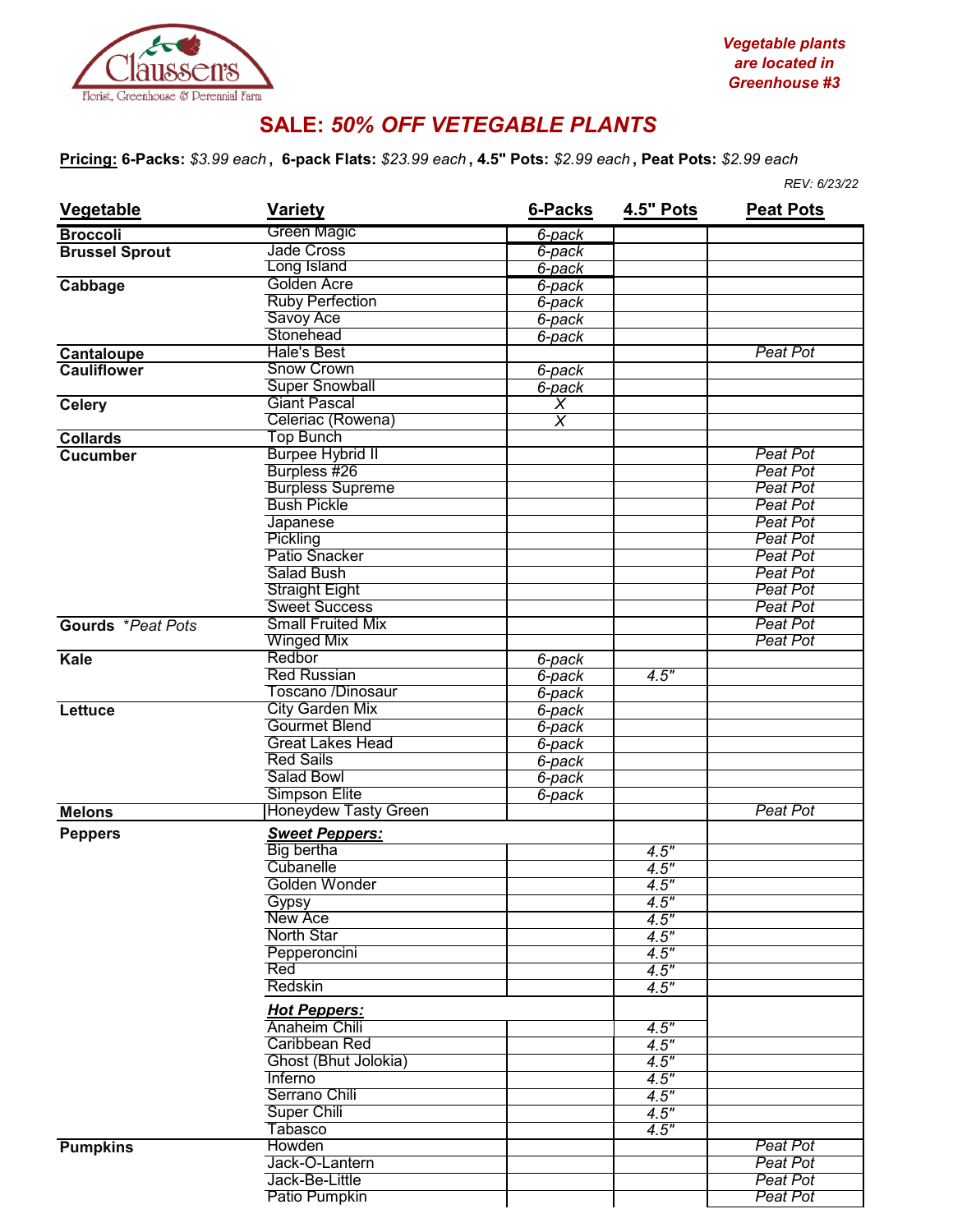Claussen's
Florist, Greenhouse & Perennial Farm

*Vegetable plants are located in Greenhouse #3*

# SALE: *50% OFF VETEGABLE PLANTS*

**Pricing:** **6-Packs:** *$3.99 each*, **6-pack Flats:** *$23.99 each*, **4.5" Pots:** *$2.99 each*, **Peat Pots:** *$2.99 each*

*REV: 6/23/22*

| Vegetable | Variety | 6-Packs | 4.5" Pots | Peat Pots |
|---|---|---|---|---|
| **Broccoli** | Green Magic | *6-pack* | | |
| **Brussel Sprout** | Jade Cross | *6-pack* | | |
| | Long Island | *6-pack* | | |
| **Cabbage** | Golden Acre | *6-pack* | | |
| | Ruby Perfection | *6-pack* | | |
| | Savoy Ace | *6-pack* | | |
| | Stonehead | *6-pack* | | |
| **Cantaloupe** | Hale's Best | | | *Peat Pot* |
| **Cauliflower** | Snow Crown | *6-pack* | | |
| | Super Snowball | *6-pack* | | |
| **Celery** | Giant Pascal | *X* | | |
| | Celeriac (Rowena) | *X* | | |
| **Collards** | Top Bunch | | | |
| **Cucumber** | Burpee Hybrid II | | | *Peat Pot* |
| | Burpless #26 | | | *Peat Pot* |
| | Burpless Supreme | | | *Peat Pot* |
| | Bush Pickle | | | *Peat Pot* |
| | Japanese | | | *Peat Pot* |
| | Pickling | | | *Peat Pot* |
| | Patio Snacker | | | *Peat Pot* |
| | Salad Bush | | | *Peat Pot* |
| | Straight Eight | | | *Peat Pot* |
| | Sweet Success | | | *Peat Pot* |
| **Gourds** *\*Peat Pots* | Small Fruited Mix | | | *Peat Pot* |
| | Winged Mix | | | *Peat Pot* |
| **Kale** | Redbor | *6-pack* | | |
| | Red Russian | *6-pack* | *4.5"* | |
| | Toscano /Dinosaur | *6-pack* | | |
| **Lettuce** | City Garden Mix | *6-pack* | | |
| | Gourmet Blend | *6-pack* | | |
| | Great Lakes Head | *6-pack* | | |
| | Red Sails | *6-pack* | | |
| | Salad Bowl | *6-pack* | | |
| | Simpson Elite | *6-pack* | | |
| **Melons** | Honeydew Tasty Green | | | *Peat Pot* |
| **Peppers** | ***Sweet Peppers:*** | | | |
| | Big bertha | | *4.5"* | |
| | Cubanelle | | *4.5"* | |
| | Golden Wonder | | *4.5"* | |
| | Gypsy | | *4.5"* | |
| | New Ace | | *4.5"* | |
| | North Star | | *4.5"* | |
| | Pepperoncini | | *4.5"* | |
| | Red | | *4.5"* | |
| | Redskin | | *4.5"* | |
| | ***Hot Peppers:*** | | | |
| | Anaheim Chili | | *4.5"* | |
| | Caribbean Red | | *4.5"* | |
| | Ghost (Bhut Jolokia) | | *4.5"* | |
| | Inferno | | *4.5"* | |
| | Serrano Chili | | *4.5"* | |
| | Super Chili | | *4.5"* | |
| | Tabasco | | *4.5"* | |
| **Pumpkins** | Howden | | | *Peat Pot* |
| | Jack-O-Lantern | | | *Peat Pot* |
| | Jack-Be-Little | | | *Peat Pot* |
| | Patio Pumpkin | | | *Peat Pot* |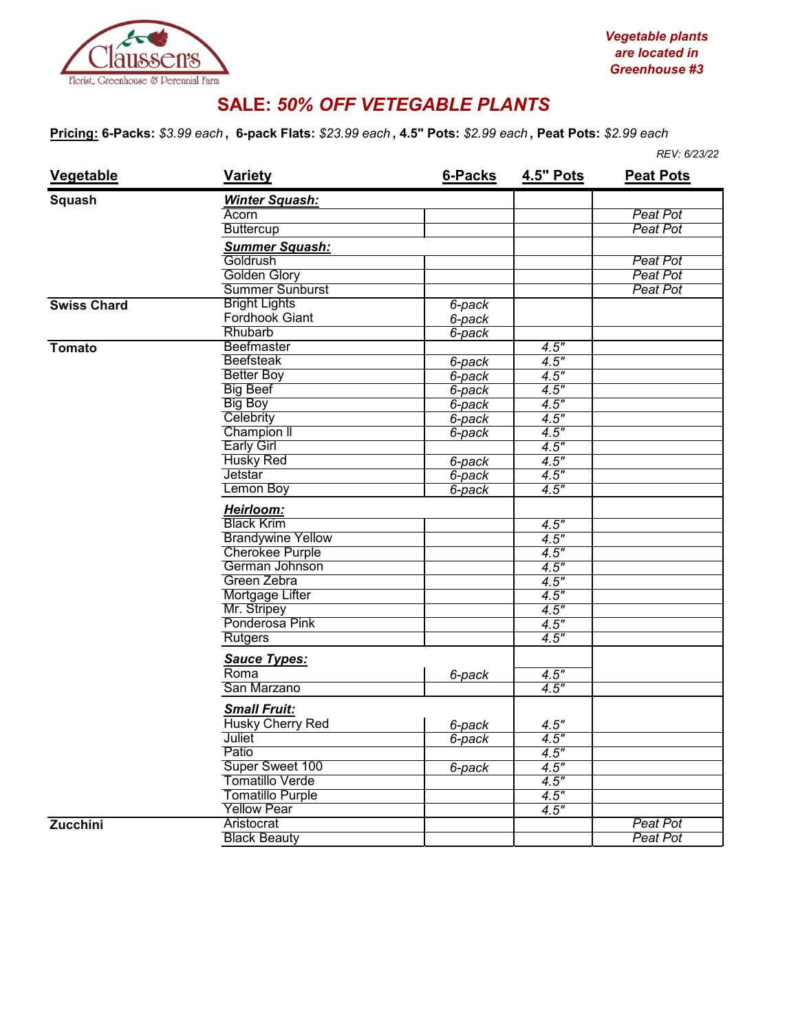Claussen's
Florist, Greenhouse & Perennial Farm

*Vegetable plants are located in Greenhouse #3*

## SALE: *50% OFF VETEGABLE PLANTS*

**Pricing:** **6-Packs:** *$3.99 each*, **6-pack Flats:** *$23.99 each*, **4.5" Pots:** *$2.99 each*, **Peat Pots:** *$2.99 each*

*REV: 6/23/22*

| Vegetable | Variety | 6-Packs | 4.5" Pots | Peat Pots |
|---|---|---|---|---|
| **Squash** | ***Winter Squash:*** | | | |
| | Acorn | | | *Peat Pot* |
| | Buttercup | | | *Peat Pot* |
| | ***Summer Squash:*** | | | |
| | Goldrush | | | *Peat Pot* |
| | Golden Glory | | | *Peat Pot* |
| | Summer Sunburst | | | *Peat Pot* |
| **Swiss Chard** | Bright Lights | *6-pack* | | |
| | Fordhook Giant | *6-pack* | | |
| | Rhubarb | *6-pack* | | |
| **Tomato** | Beefmaster | | *4.5"* | |
| | Beefsteak | *6-pack* | *4.5"* | |
| | Better Boy | *6-pack* | *4.5"* | |
| | Big Beef | *6-pack* | *4.5"* | |
| | Big Boy | *6-pack* | *4.5"* | |
| | Celebrity | *6-pack* | *4.5"* | |
| | Champion II | *6-pack* | *4.5"* | |
| | Early Girl | | *4.5"* | |
| | Husky Red | *6-pack* | *4.5"* | |
| | Jetstar | *6-pack* | *4.5"* | |
| | Lemon Boy | *6-pack* | *4.5"* | |
| | ***Heirloom:*** | | | |
| | Black Krim | | *4.5"* | |
| | Brandywine Yellow | | *4.5"* | |
| | Cherokee Purple | | *4.5"* | |
| | German Johnson | | *4.5"* | |
| | Green Zebra | | *4.5"* | |
| | Mortgage Lifter | | *4.5"* | |
| | Mr. Stripey | | *4.5"* | |
| | Ponderosa Pink | | *4.5"* | |
| | Rutgers | | *4.5"* | |
| | ***Sauce Types:*** | | | |
| | Roma | *6-pack* | *4.5"* | |
| | San Marzano | | *4.5"* | |
| | ***Small Fruit:*** | | | |
| | Husky Cherry Red | *6-pack* | *4.5"* | |
| | Juliet | *6-pack* | *4.5"* | |
| | Patio | | *4.5"* | |
| | Super Sweet 100 | *6-pack* | *4.5"* | |
| | Tomatillo Verde | | *4.5"* | |
| | Tomatillo Purple | | *4.5"* | |
| | Yellow Pear | | *4.5"* | |
| **Zucchini** | Aristocrat | | | *Peat Pot* |
| | Black Beauty | | | *Peat Pot* |